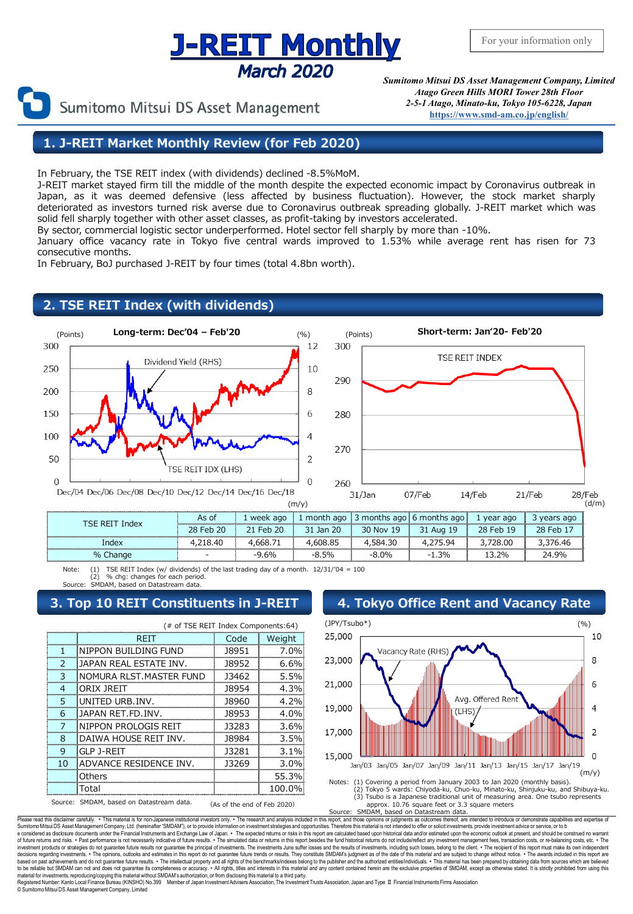# J-REIT Monthly

## March 2020

For your information only

Sumitomo Mitsui DS Asset Management

*Sumitomo Mitsui DS Asset Management Company, Limited*
*Atago Green Hills MORI Tower 28th Floor*
*2-5-1 Atago, Minato-ku, Tokyo 105-6228, Japan*
https://www.smd-am.co.jp/english/

## 1. J-REIT Market Monthly Review (for Feb 2020)

In February, the TSE REIT index (with dividends) declined -8.5%MoM.

J-REIT market stayed firm till the middle of the month despite the expected economic impact by Coronavirus outbreak in Japan, as it was deemed defensive (less affected by business fluctuation). However, the stock market sharply deteriorated as investors turned risk averse due to Coronavirus outbreak spreading globally. J-REIT market which was solid fell sharply together with other asset classes, as profit-taking by investors accelerated.

By sector, commercial logistic sector underperformed. Hotel sector fell sharply by more than -10%.

January office vacancy rate in Tokyo five central wards improved to 1.53% while average rent has risen for 73 consecutive months.

In February, BoJ purchased J-REIT by four times (total 4.8bn worth).

## 2. TSE REIT Index (with dividends)

**Long-term: Dec'04 – Feb'20**

(Points)
300
250
200
150
100
50
0
(%)
12
10
8
6
4
2
0
Dividend Yield (RHS)
TSE REIT IDX (LHS)
Dec/04 Dec/06 Dec/08 Dec/10 Dec/12 Dec/14 Dec/16 Dec/18
(m/y)

**Short-term: Jan'20- Feb'20**

(Points)
300
290
280
270
260
TSE REIT INDEX
31/Jan 07/Feb 14/Feb 21/Feb 28/Feb
(d/m)

| TSE REIT Index | As of | 1 week ago | 1 month ago | 3 months ago | 6 months ago | 1 year ago | 3 years ago |
|---|---|---|---|---|---|---|---|
| | 28 Feb 20 | 21 Feb 20 | 31 Jan 20 | 30 Nov 19 | 31 Aug 19 | 28 Feb 19 | 28 Feb 17 |
| Index | 4,218.40 | 4,668.71 | 4,608.85 | 4,584.30 | 4,275.94 | 3,728.00 | 3,376.46 |
| % Change | - | -9.6% | -8.5% | -8.0% | -1.3% | 13.2% | 24.9% |

Note: (1) TSE REIT Index (w/ dividends) of the last trading day of a month. 12/31/'04 = 100
(2) % chg: changes for each period.
Source: SMDAM, based on Datastream data.

## 3. Top 10 REIT Constituents in J-REIT

(# of TSE REIT Index Components:64)

| | REIT | Code | Weight |
|---|---|---|---|
| 1 | NIPPON BUILDING FUND | J8951 | 7.0% |
| 2 | JAPAN REAL ESTATE INV. | J8952 | 6.6% |
| 3 | NOMURA RLST.MASTER FUND | J3462 | 5.5% |
| 4 | ORIX JREIT | J8954 | 4.3% |
| 5 | UNITED URB.INV. | J8960 | 4.2% |
| 6 | JAPAN RET.FD.INV. | J8953 | 4.0% |
| 7 | NIPPON PROLOGIS REIT | J3283 | 3.6% |
| 8 | DAIWA HOUSE REIT INV. | J8984 | 3.5% |
| 9 | GLP J-REIT | J3281 | 3.1% |
| 10 | ADVANCE RESIDENCE INV. | J3269 | 3.0% |
| | Others | | 55.3% |
| | Total | | 100.0% |

Source: SMDAM, based on Datastream data. (As of the end of Feb 2020)

## 4. Tokyo Office Rent and Vacancy Rate

(JPY/Tsubo*)
25,000
23,000
21,000
19,000
17,000
15,000
(%)
10
8
6
4
2
0
Vacancy Rate (RHS)
Avg. Offered Rent (LHS)
Jan/03 Jan/05 Jan/07 Jan/09 Jan/11 Jan/13 Jan/15 Jan/17 Jan/19
(m/y)

Notes: (1) Covering a period from January 2003 to Jan 2020 (monthly basis).
(2) Tokyo 5 wards: Chiyoda-ku, Chuo-ku, Minato-ku, Shinjuku-ku, and Shibuya-ku.
(3) Tsubo is a Japanese traditional unit of measuring area. One tsubo represents approx. 10.76 square feet or 3.3 square meters
Source: SMDAM, based on Datastream data.

Please read this disclaimer carefully. • This material is for non-Japanese institutional investors only. • The research and analysis included in this report, and those opinions or judgments as outcomes thereof, are intended to introduce or demonstrate capabilities and expertise of Sumitomo Mitsui DS Asset Management Company, Ltd. (hereinafter "SMDAM"), or to provide information on investment strategies and opportunities. Therefore this material is not intended to offer or solicit investments, provide investment advice or service, or to b e considered as disclosure documents under the Financial Instruments and Exchange Law of Japan. • The expected returns or risks in this report are calculated based upon historical data and/or estimated upon the economic outlook at present, and should be construed no warrant of future returns and risks. • Past performance is not necessarily indicative of future results. • The simulated data or returns in this report besides the fund historical returns do not include/reflect any investment management fees, transaction costs, or re-balancing costs, etc. • The investment products or strategies do not guarantee future results nor guarantee the principal of investments. The investments June suffer losses and the results of investments, including such losses, belong to the client. • The recipient of this report must make its own independent decisions regarding investments. • The opinions, outlooks and estimates in this report do not guarantee future trends or results. They constitute SMDAM's judgment as of the date of this material and are subject to change without notice. • The awards included in this report are based on past achievements and do not guarantee future results. • The intellectual property and all rights of the benchmarks/indexes belong to the publisher and the authorized entities/individuals. • This material has been prepared by obtaining data from sources which are believed to be reliable but SMDAM can not and does not guarantee its completeness or accuracy. • All rights, titles and interests in this material and any content contained herein are the exclusive properties of SMDAM, except as otherwise stated. It is strictly prohibited from using this material for investments, reproducing/copying this material without SMDAM's authorization, or from disclosing this material to a third party.
Registered Number: Kanto Local Finance Bureau (KINSHO) No.399 Member of Japan Investment Advisers Association, The Investment Trusts Association, Japan and Type Ⅱ Financial Instruments Firms Association
© Sumitomo Mitsui DS Asset Management Company, Limited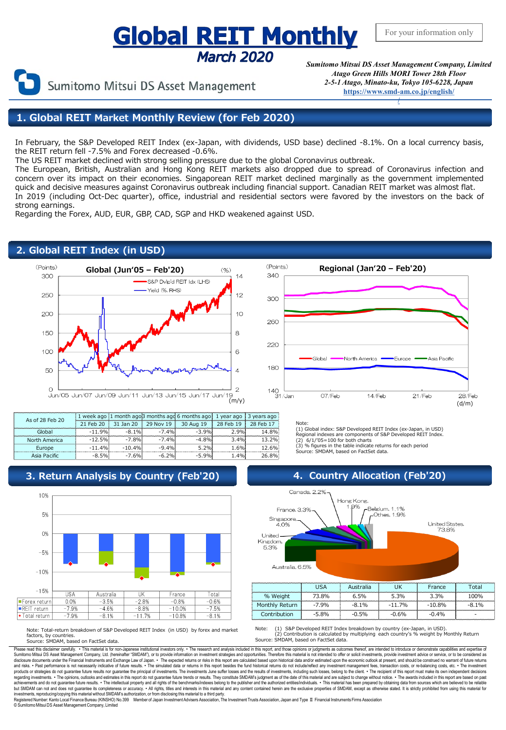# Global REIT Monthly

## March 2020

For your information only

Sumitomo Mitsui DS Asset Management

*Sumitomo Mitsui DS Asset Management Company, Limited*
*Atago Green Hills MORI Tower 28th Floor*
*2-5-1 Atago, Minato-ku, Tokyo 105-6228, Japan*
*https://www.smd-am.co.jp/english/*

## 1. Global REIT Market Monthly Review (for Feb 2020)

In February, the S&P Developed REIT Index (ex-Japan, with dividends, USD base) declined -8.1%. On a local currency basis, the REIT return fell -7.5% and Forex decreased -0.6%.
The US REIT market declined with strong selling pressure due to the global Coronavirus outbreak.
The European, British, Australian and Hong Kong REIT markets also dropped due to spread of Coronavirus infection and concern over its impact on their economies. Singaporean REIT market declined marginally as the government implemented quick and decisive measures against Coronavirus outbreak including financial support. Canadian REIT market was almost flat.
In 2019 (including Oct-Dec quarter), office, industrial and residential sectors were favored by the investors on the back of strong earnings.
Regarding the Forex, AUD, EUR, GBP, CAD, SGP and HKD weakened against USD.

## 2. Global REIT Index (in USD)

Global (Jun'05 – Feb'20)

(Points) (%)
300 250 200 150 100 50 0
14 12 10 8 6 4 2
S&P Dvlp'd REIT Idx (LHS)
Yield (%, RHS)
Jun/05 Jun/07 Jun/09 Jun/11 Jun/13 Jun/15 Jun/17 Jun/19
(m/y)

Regional (Jan'20 – Feb'20)

(Points)
340 300 260 220 180 140
Global North America Europe Asia Pacific
31/Jan 07/Feb 14/Feb 21/Feb 28/Feb
(d/m)

| As of 28 Feb 20 | 1 week ago | 1 month ago | 3 months ago | 6 months ago | 1 year ago | 3 years ago |
|---|---|---|---|---|---|---|
| | 21 Feb 20 | 31 Jan 20 | 29 Nov 19 | 30 Aug 19 | 28 Feb 19 | 28 Feb 17 |
| Global | -11.9% | -8.1% | -7.4% | -3.9% | 2.9% | 14.8% |
| North America | -12.5% | -7.8% | -7.4% | -4.8% | 3.4% | 13.2% |
| Europe | -11.4% | -10.4% | -9.4% | 5.2% | 1.6% | 12.6% |
| Asia Pacific | -8.5% | -7.6% | -6.2% | -5.9% | 1.4% | 26.8% |

Note:
(1) Global index: S&P Developed REIT Index (ex-Japan, in USD)
Regional indexes are components of S&P Developed REIT Index.
(2) 6/1/'05=100 for both charts
(3) % figures in the table indicate returns for each period
Source: SMDAM, based on FactSet data.

## 3. Return Analysis by Country (Feb'20)

10% 5% 0% -5% -10% -15%

| | USA | Australia | UK | France | Total |
|---|---|---|---|---|---|
| Forex return | 0.0% | -3.5% | -2.8% | -0.8% | -0.6% |
| REIT return | -7.9% | -4.6% | -8.8% | -10.0% | -7.5% |
| Total return | -7.9% | -8.1% | -11.7% | -10.8% | -8.1% |

Note: Total-return breakdown of S&P Developed REIT Index (in USD) by forex and market factors, by countries.
Source: SMDAM, based on FactSet data.

## 4. Country Allocation (Feb'20)

Canada, 2.2%
Hong Kong, 1.9%
Belgium, 1.1%
Othes, 1.9%
France, 3.3%
Singapore, 4.0%
United Kingdom, 5.3%
Australia, 6.5%
United States, 73.8%

| | USA | Australia | UK | France | Total |
|---|---|---|---|---|---|
| % Weight | 73.8% | 6.5% | 5.3% | 3.3% | 100% |
| Monthly Return | -7.9% | -8.1% | -11.7% | -10.8% | -8.1% |
| Contribution | -5.8% | -0.5% | -0.6% | -0.4% | - |

Note: (1) S&P Developed REIT Index breakdown by country (ex-Japan, in USD).
(2) Contribution is calculated by multiplying each country's % weight by Monthly Return
Source: SMDAM, based on FactSet data.

Please read this disclaimer carefully. • This material is for non-Japanese institutional investors only. • The research and analysis included in this report, and those opinions or judgments as outcomes thereof, are intended to introduce or demonstrate capabilities and expertise of Sumitomo Mitsui DS Asset Management Company, Ltd. (hereinafter "SMDAM"), or to provide information on investment strategies and opportunities. Therefore this material is not intended to offer or solicit investments, provide investment advice or service, or to be considered as disclosure documents under the Financial Instruments and Exchange Law of Japan. • The expected returns or risks in this report are calculated based upon historical data and/or estimated upon the economic outlook at present, and should be construed no warrant of future returns and risks. • Past performance is not necessarily indicative of future results. • The simulated data or returns in this report besides the fund historical returns do not include/reflect any investment management fees, transaction costs, or re-balancing costs, etc. • The investment products or strategies do not guarantee future results nor guarantee the principal of investments. The investments June suffer losses and the results of investments, including such losses, belong to the client. • The recipient of this report must make its own independent decisions regarding investments. • The opinions, outlooks and estimates in this report do not guarantee future trends or results. They constitute SMDAM's judgment as of the date of this material and are subject to change without notice. • The awards included in this report are based on past achievements and do not guarantee future results. • The intellectual property and all rights of the benchmarks/indexes belong to the publisher and the authorized entities/individuals. • This material has been prepared by obtaining data from sources which are believed to be reliable but SMDAM can not and does not guarantee its completeness or accuracy. • All rights, titles and interests in this material and any content contained herein are the exclusive properties of SMDAM, except as otherwise stated. It is strictly prohibited from using this material for investments, reproducing/copying this material without SMDAM's authorization, or from disclosing this material to a third party.
Registered Number: Kanto Local Finance Bureau (KINSHO) No.399 Member of Japan Investment Advisers Association, The Investment Trusts Association, Japan and Type Ⅱ Financial Instruments Firms Association
© Sumitomo Mitsui DS Asset Management Company, Limited